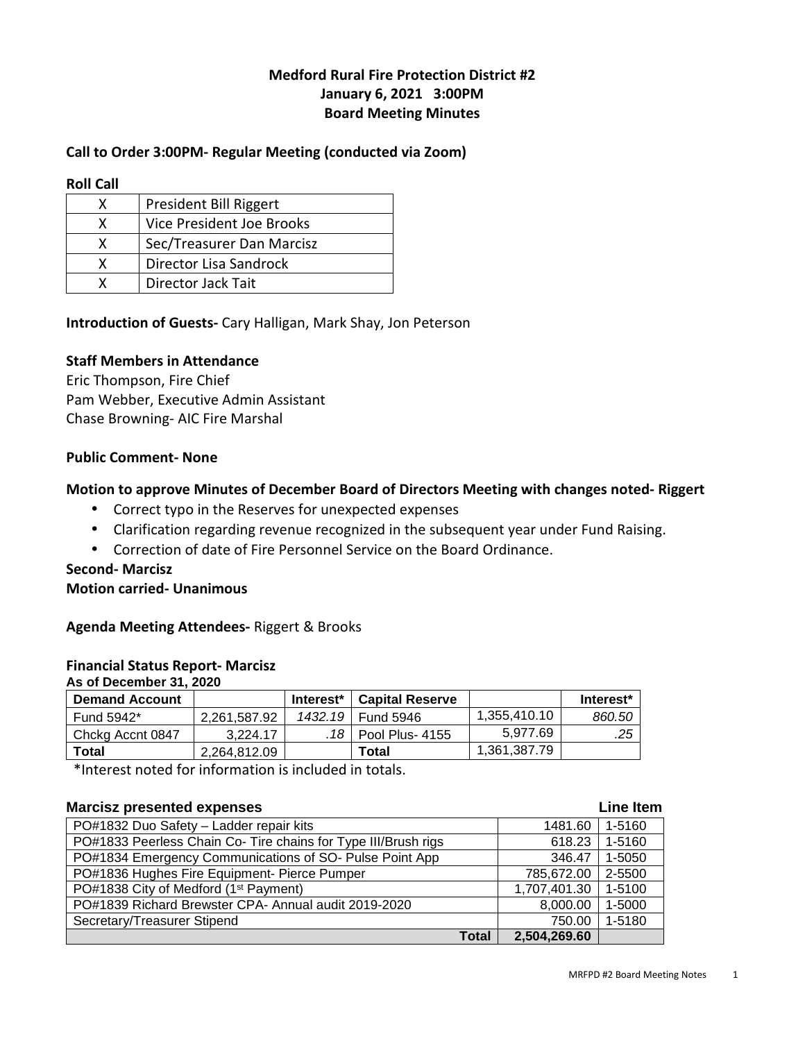# Medford Rural Fire Protection District #2
## January 6, 2021 3:00PM
## Board Meeting Minutes

**Call to Order 3:00PM- Regular Meeting (conducted via Zoom)**

**Roll Call**

| | |
|---|---|
| X | President Bill Riggert |
| X | Vice President Joe Brooks |
| X | Sec/Treasurer Dan Marcisz |
| X | Director Lisa Sandrock |
| X | Director Jack Tait |

**Introduction of Guests-** Cary Halligan, Mark Shay, Jon Peterson

**Staff Members in Attendance**
Eric Thompson, Fire Chief
Pam Webber, Executive Admin Assistant
Chase Browning- AIC Fire Marshal

**Public Comment- None**

**Motion to approve Minutes of December Board of Directors Meeting with changes noted- Riggert**

- Correct typo in the Reserves for unexpected expenses
- Clarification regarding revenue recognized in the subsequent year under Fund Raising.
- Correction of date of Fire Personnel Service on the Board Ordinance.

**Second- Marcisz**
**Motion carried- Unanimous**

**Agenda Meeting Attendees-** Riggert & Brooks

**Financial Status Report- Marcisz**
**As of December 31, 2020**

| Demand Account | | Interest* | Capital Reserve | | Interest* |
|---|---|---|---|---|---|
| Fund 5942* | 2,261,587.92 | *1432.19* | Fund 5946 | 1,355,410.10 | *860.50* |
| Chckg Accnt 0847 | 3,224.17 | *.18* | Pool Plus- 4155 | 5,977.69 | *.25* |
| **Total** | 2,264,812.09 | | **Total** | 1,361,387.79 | |

*Interest noted for information is included in totals.

**Marcisz presented expenses** — **Line Item**

| | | |
|---|---|---|
| PO#1832 Duo Safety – Ladder repair kits | 1481.60 | 1-5160 |
| PO#1833 Peerless Chain Co- Tire chains for Type III/Brush rigs | 618.23 | 1-5160 |
| PO#1834 Emergency Communications of SO- Pulse Point App | 346.47 | 1-5050 |
| PO#1836 Hughes Fire Equipment- Pierce Pumper | 785,672.00 | 2-5500 |
| PO#1838 City of Medford (1st Payment) | 1,707,401.30 | 1-5100 |
| PO#1839 Richard Brewster CPA- Annual audit 2019-2020 | 8,000.00 | 1-5000 |
| Secretary/Treasurer Stipend | 750.00 | 1-5180 |
| **Total** | **2,504,269.60** | |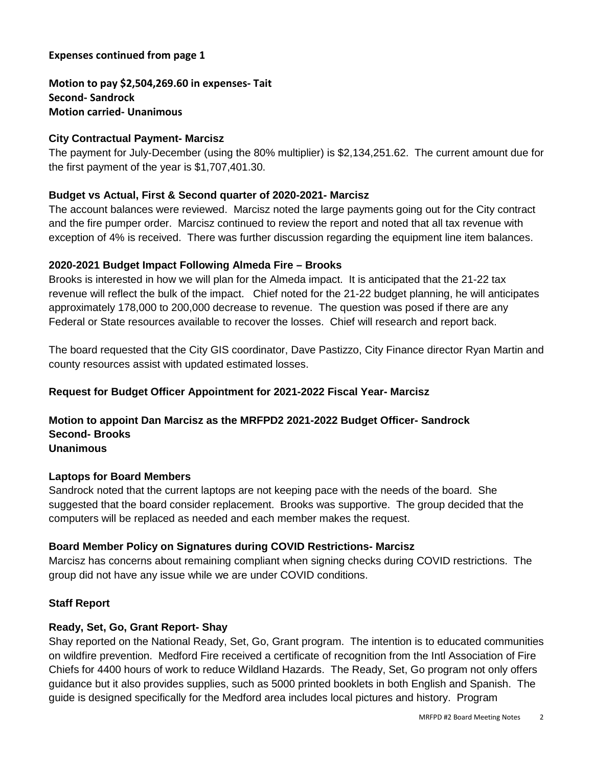**Expenses continued from page 1**

**Motion to pay $2,504,269.60 in expenses- Tait**
**Second- Sandrock**
**Motion carried- Unanimous**

**City Contractual Payment- Marcisz**

The payment for July-December (using the 80% multiplier) is $2,134,251.62. The current amount due for the first payment of the year is $1,707,401.30.

**Budget vs Actual, First & Second quarter of 2020-2021- Marcisz**

The account balances were reviewed. Marcisz noted the large payments going out for the City contract and the fire pumper order. Marcisz continued to review the report and noted that all tax revenue with exception of 4% is received. There was further discussion regarding the equipment line item balances.

**2020-2021 Budget Impact Following Almeda Fire – Brooks**

Brooks is interested in how we will plan for the Almeda impact. It is anticipated that the 21-22 tax revenue will reflect the bulk of the impact. Chief noted for the 21-22 budget planning, he will anticipates approximately 178,000 to 200,000 decrease to revenue. The question was posed if there are any Federal or State resources available to recover the losses. Chief will research and report back.

The board requested that the City GIS coordinator, Dave Pastizzo, City Finance director Ryan Martin and county resources assist with updated estimated losses.

**Request for Budget Officer Appointment for 2021-2022 Fiscal Year- Marcisz**

**Motion to appoint Dan Marcisz as the MRFPD2 2021-2022 Budget Officer- Sandrock**
**Second- Brooks**
**Unanimous**

**Laptops for Board Members**

Sandrock noted that the current laptops are not keeping pace with the needs of the board. She suggested that the board consider replacement. Brooks was supportive. The group decided that the computers will be replaced as needed and each member makes the request.

**Board Member Policy on Signatures during COVID Restrictions- Marcisz**

Marcisz has concerns about remaining compliant when signing checks during COVID restrictions. The group did not have any issue while we are under COVID conditions.

**Staff Report**

**Ready, Set, Go, Grant Report- Shay**

Shay reported on the National Ready, Set, Go, Grant program. The intention is to educated communities on wildfire prevention. Medford Fire received a certificate of recognition from the Intl Association of Fire Chiefs for 4400 hours of work to reduce Wildland Hazards. The Ready, Set, Go program not only offers guidance but it also provides supplies, such as 5000 printed booklets in both English and Spanish. The guide is designed specifically for the Medford area includes local pictures and history. Program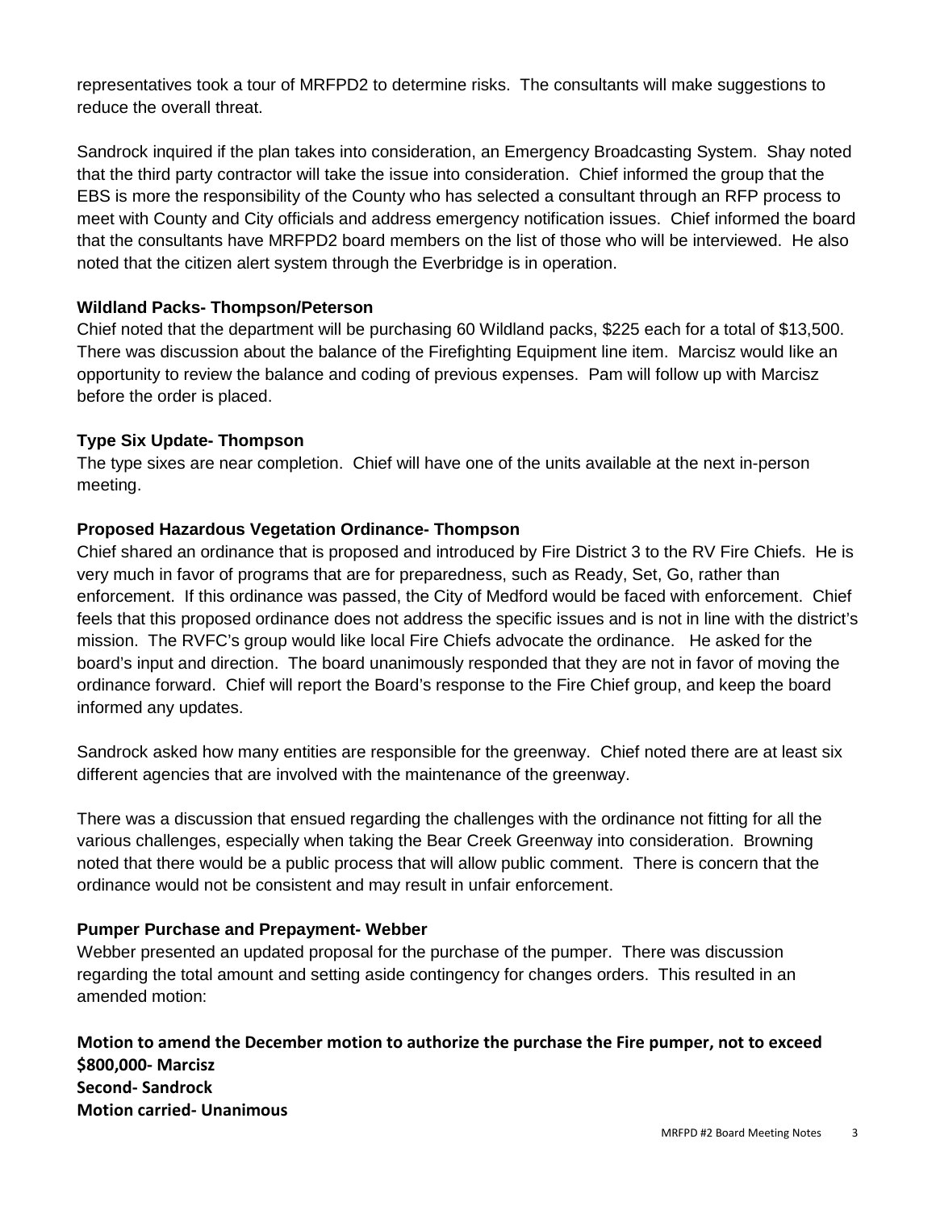representatives took a tour of MRFPD2 to determine risks. The consultants will make suggestions to reduce the overall threat.

Sandrock inquired if the plan takes into consideration, an Emergency Broadcasting System. Shay noted that the third party contractor will take the issue into consideration. Chief informed the group that the EBS is more the responsibility of the County who has selected a consultant through an RFP process to meet with County and City officials and address emergency notification issues. Chief informed the board that the consultants have MRFPD2 board members on the list of those who will be interviewed. He also noted that the citizen alert system through the Everbridge is in operation.

**Wildland Packs- Thompson/Peterson**

Chief noted that the department will be purchasing 60 Wildland packs, $225 each for a total of $13,500. There was discussion about the balance of the Firefighting Equipment line item. Marcisz would like an opportunity to review the balance and coding of previous expenses. Pam will follow up with Marcisz before the order is placed.

**Type Six Update- Thompson**

The type sixes are near completion. Chief will have one of the units available at the next in-person meeting.

**Proposed Hazardous Vegetation Ordinance- Thompson**

Chief shared an ordinance that is proposed and introduced by Fire District 3 to the RV Fire Chiefs. He is very much in favor of programs that are for preparedness, such as Ready, Set, Go, rather than enforcement. If this ordinance was passed, the City of Medford would be faced with enforcement. Chief feels that this proposed ordinance does not address the specific issues and is not in line with the district's mission. The RVFC's group would like local Fire Chiefs advocate the ordinance. He asked for the board's input and direction. The board unanimously responded that they are not in favor of moving the ordinance forward. Chief will report the Board's response to the Fire Chief group, and keep the board informed any updates.

Sandrock asked how many entities are responsible for the greenway. Chief noted there are at least six different agencies that are involved with the maintenance of the greenway.

There was a discussion that ensued regarding the challenges with the ordinance not fitting for all the various challenges, especially when taking the Bear Creek Greenway into consideration. Browning noted that there would be a public process that will allow public comment. There is concern that the ordinance would not be consistent and may result in unfair enforcement.

**Pumper Purchase and Prepayment- Webber**

Webber presented an updated proposal for the purchase of the pumper. There was discussion regarding the total amount and setting aside contingency for changes orders. This resulted in an amended motion:

**Motion to amend the December motion to authorize the purchase the Fire pumper, not to exceed $800,000- Marcisz**
**Second- Sandrock**
**Motion carried- Unanimous**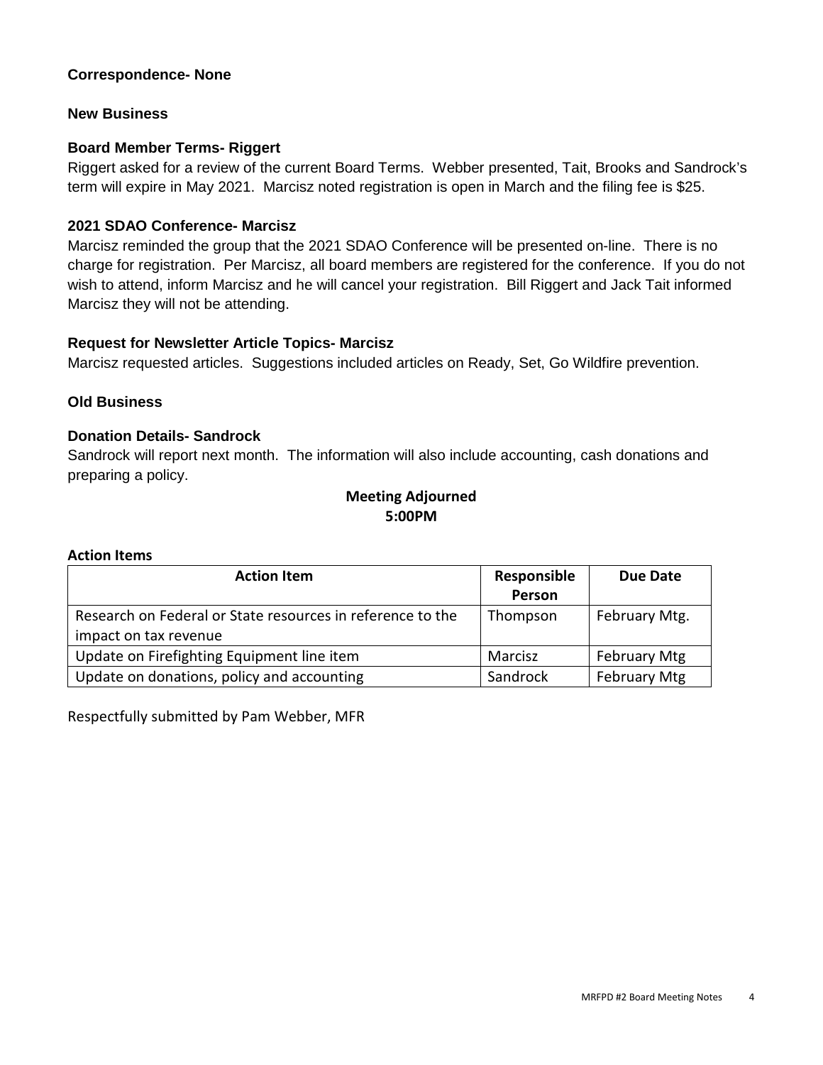**Correspondence- None**

**New Business**

**Board Member Terms- Riggert**

Riggert asked for a review of the current Board Terms. Webber presented, Tait, Brooks and Sandrock's term will expire in May 2021. Marcisz noted registration is open in March and the filing fee is $25.

**2021 SDAO Conference- Marcisz**

Marcisz reminded the group that the 2021 SDAO Conference will be presented on-line. There is no charge for registration. Per Marcisz, all board members are registered for the conference. If you do not wish to attend, inform Marcisz and he will cancel your registration. Bill Riggert and Jack Tait informed Marcisz they will not be attending.

**Request for Newsletter Article Topics- Marcisz**

Marcisz requested articles. Suggestions included articles on Ready, Set, Go Wildfire prevention.

**Old Business**

**Donation Details- Sandrock**

Sandrock will report next month. The information will also include accounting, cash donations and preparing a policy.

**Meeting Adjourned**
**5:00PM**

**Action Items**

| Action Item | Responsible Person | Due Date |
|---|---|---|
| Research on Federal or State resources in reference to the impact on tax revenue | Thompson | February Mtg. |
| Update on Firefighting Equipment line item | Marcisz | February Mtg |
| Update on donations, policy and accounting | Sandrock | February Mtg |

Respectfully submitted by Pam Webber, MFR